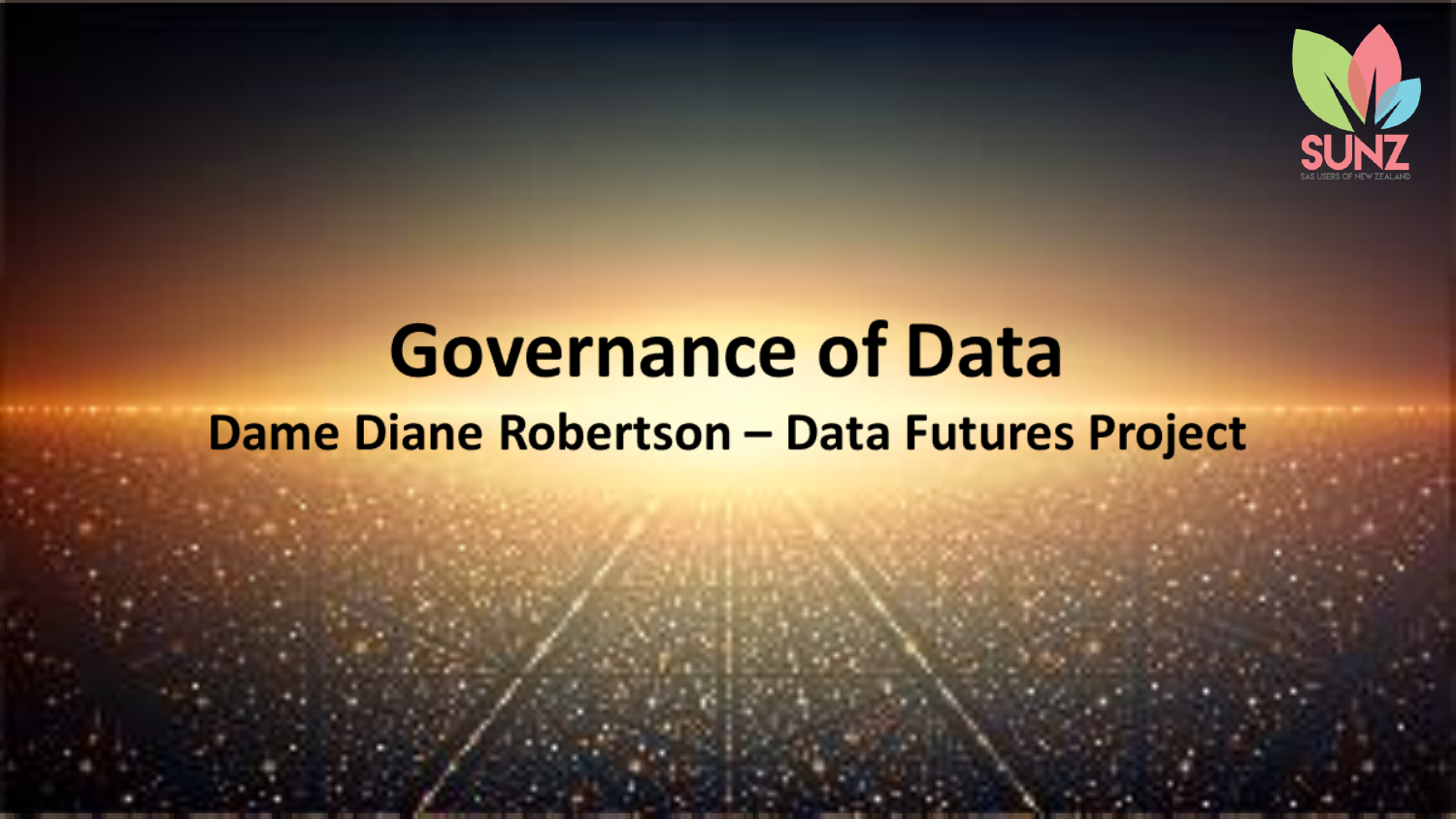# Governance of Data

## Dame Diane Robertson – Data Futures Project

SUNZ

SAS USERS OF NEW ZEALAND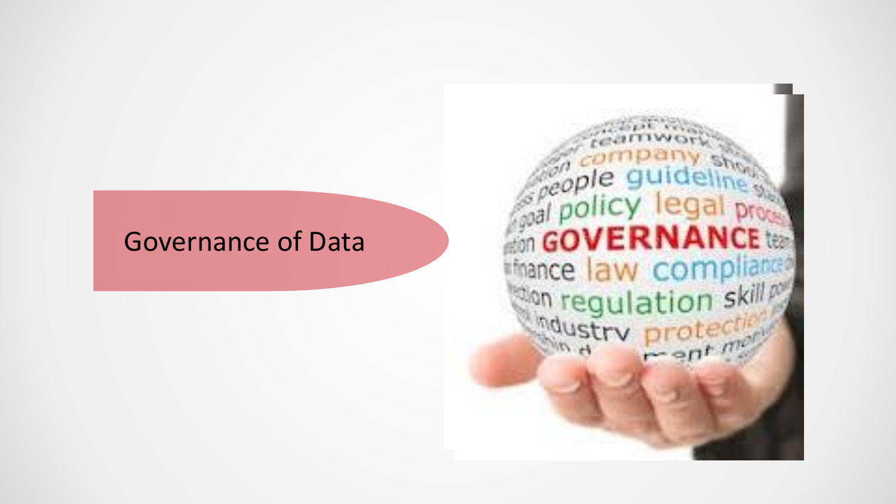# Governance of Data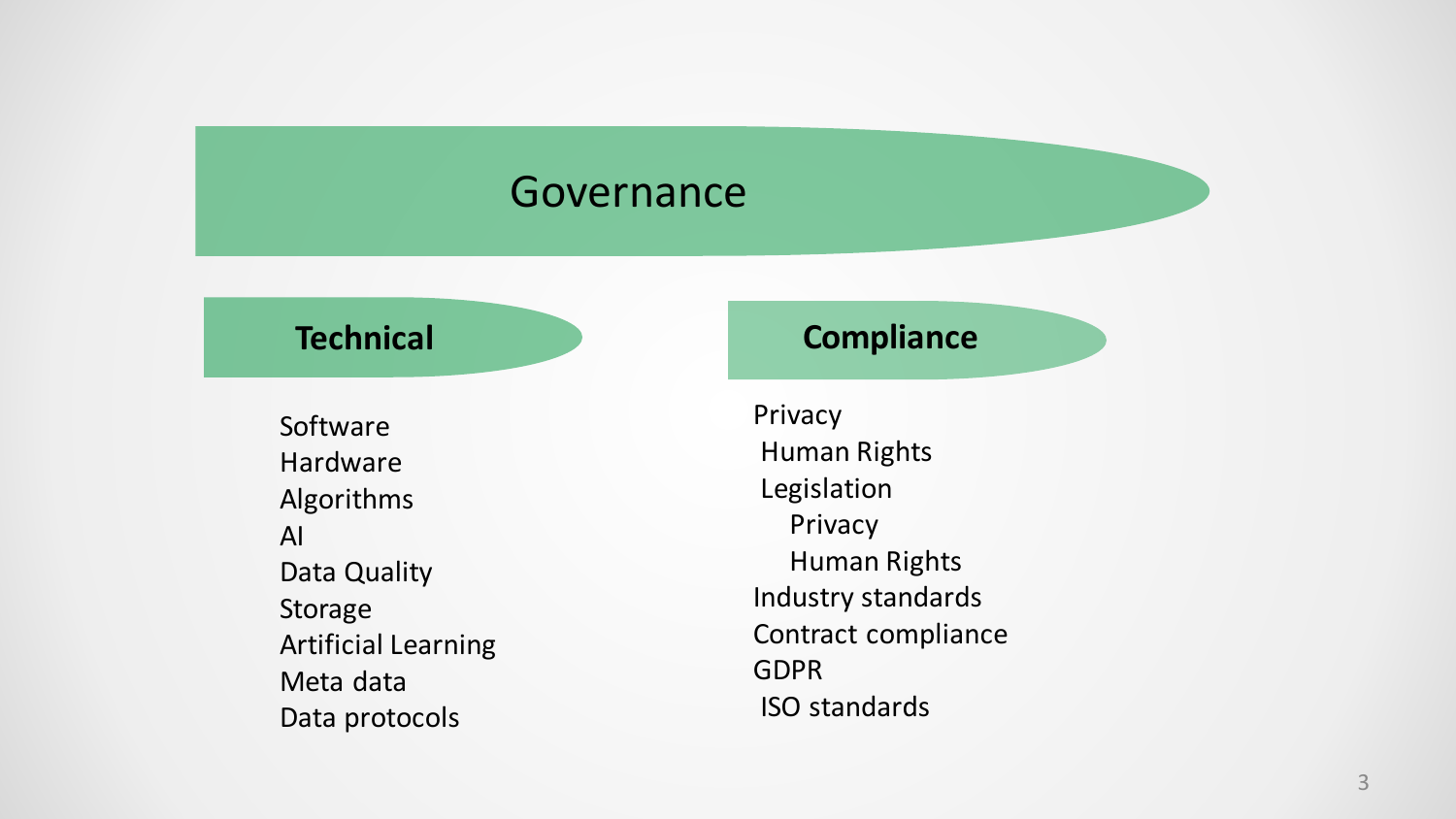# Governance

## Technical

- Software
- Hardware
- Algorithms
- AI
- Data Quality
- Storage
- Artificial Learning
- Meta data
- Data protocols

## Compliance

- Privacy
- Human Rights
- Legislation
  - Privacy
  - Human Rights
- Industry standards
- Contract compliance
- GDPR
- ISO standards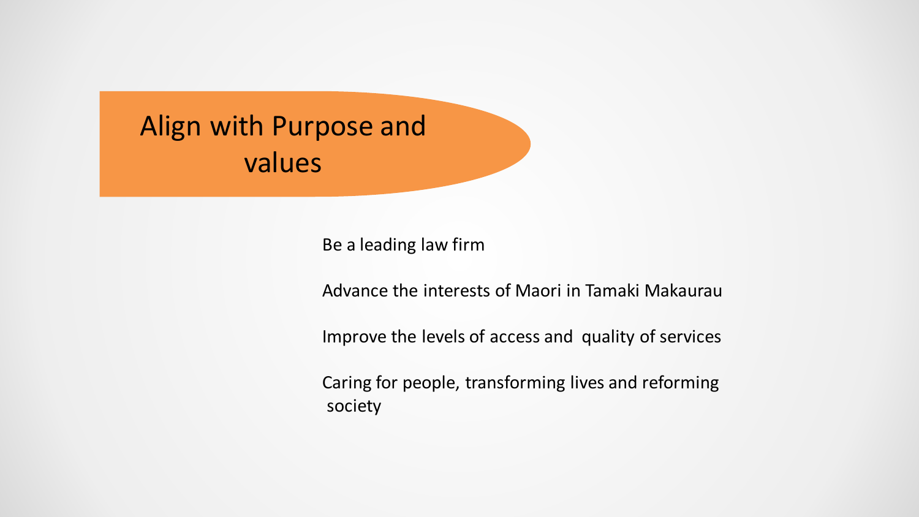# Align with Purpose and values

Be a leading law firm

Advance the interests of Maori in Tamaki Makaurau

Improve the levels of access and quality of services

Caring for people, transforming lives and reforming society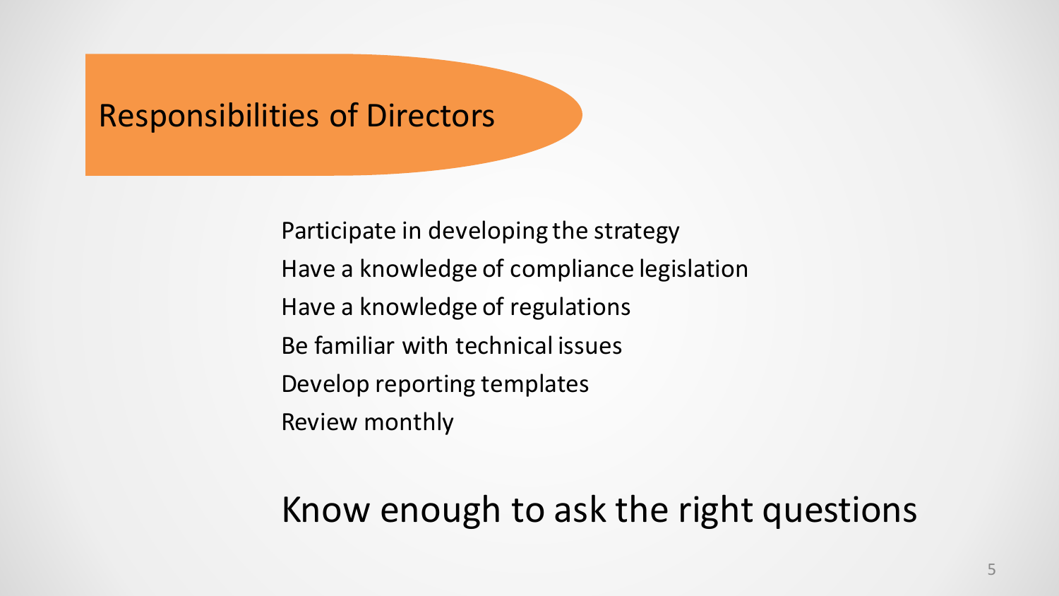# Responsibilities of Directors

Participate in developing the strategy
Have a knowledge of compliance legislation
Have a knowledge of regulations
Be familiar with technical issues
Develop reporting templates
Review monthly

## Know enough to ask the right questions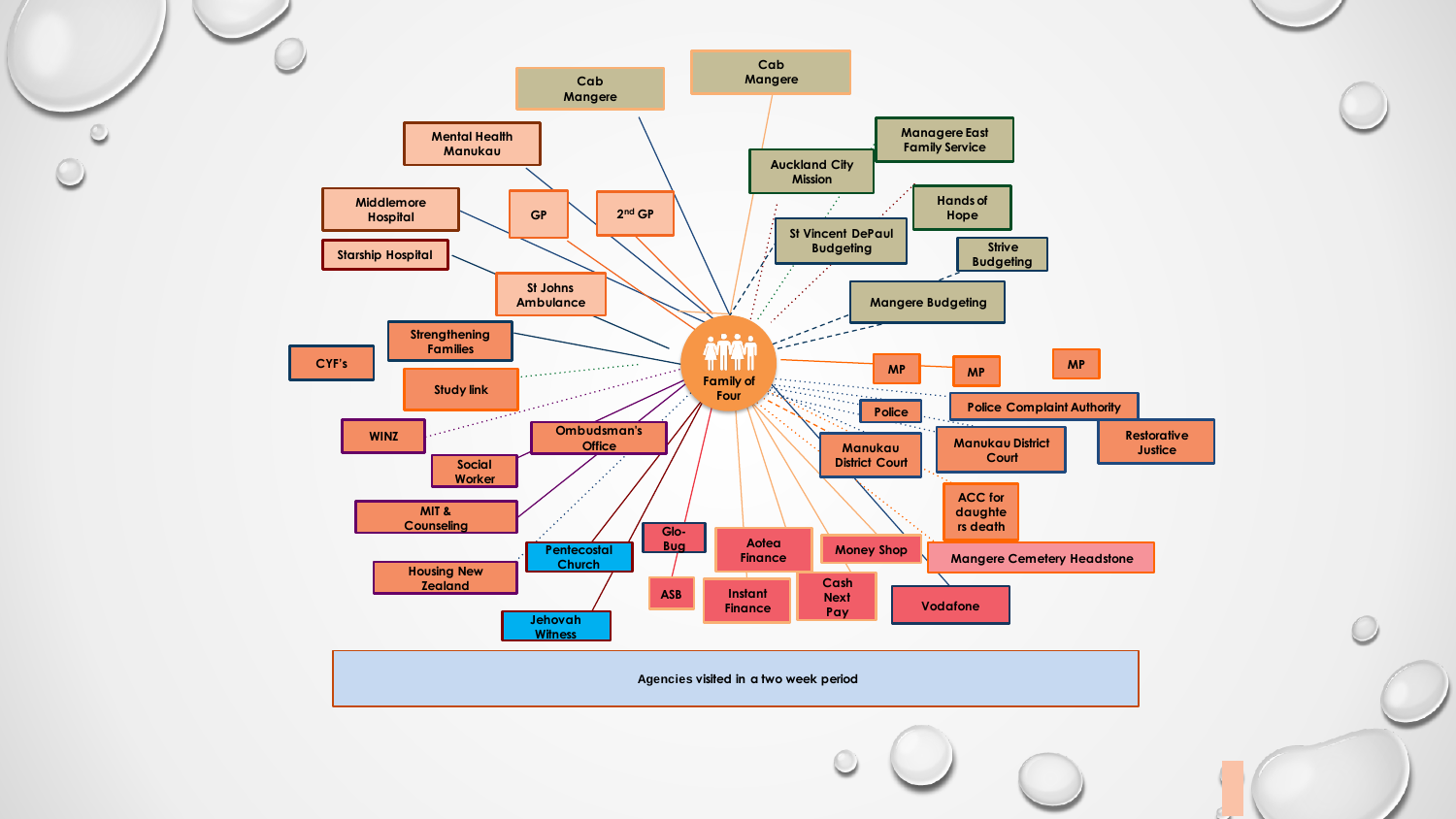# Agencies visited in a two week period

**Family of Four**

- Cab Mangere
- Cab Mangere
- Mental Health Manukau
- Middlemore Hospital
- Starship Hospital
- GP
- 2nd GP
- St Johns Ambulance
- Auckland City Mission
- Manageree East Family Service
- Hands of Hope
- St Vincent DePaul Budgeting
- Strive Budgeting
- Mangere Budgeting
- Strengthening Families
- CYF's
- Study link
- WINZ
- Ombudsman's Office
- Social Worker
- MIT & Counseling
- Housing New Zealand
- Pentecostal Church
- Jehovah Witness
- Glo-Bug
- ASB
- Aotea Finance
- Instant Finance
- Money Shop
- Cash Next Pay
- Vodafone
- Mangere Cemetery Headstone
- ACC for daughters death
- Manukau District Court
- Manukau District Court
- Restorative Justice
- Police
- Police Complaint Authority
- MP
- MP
- MP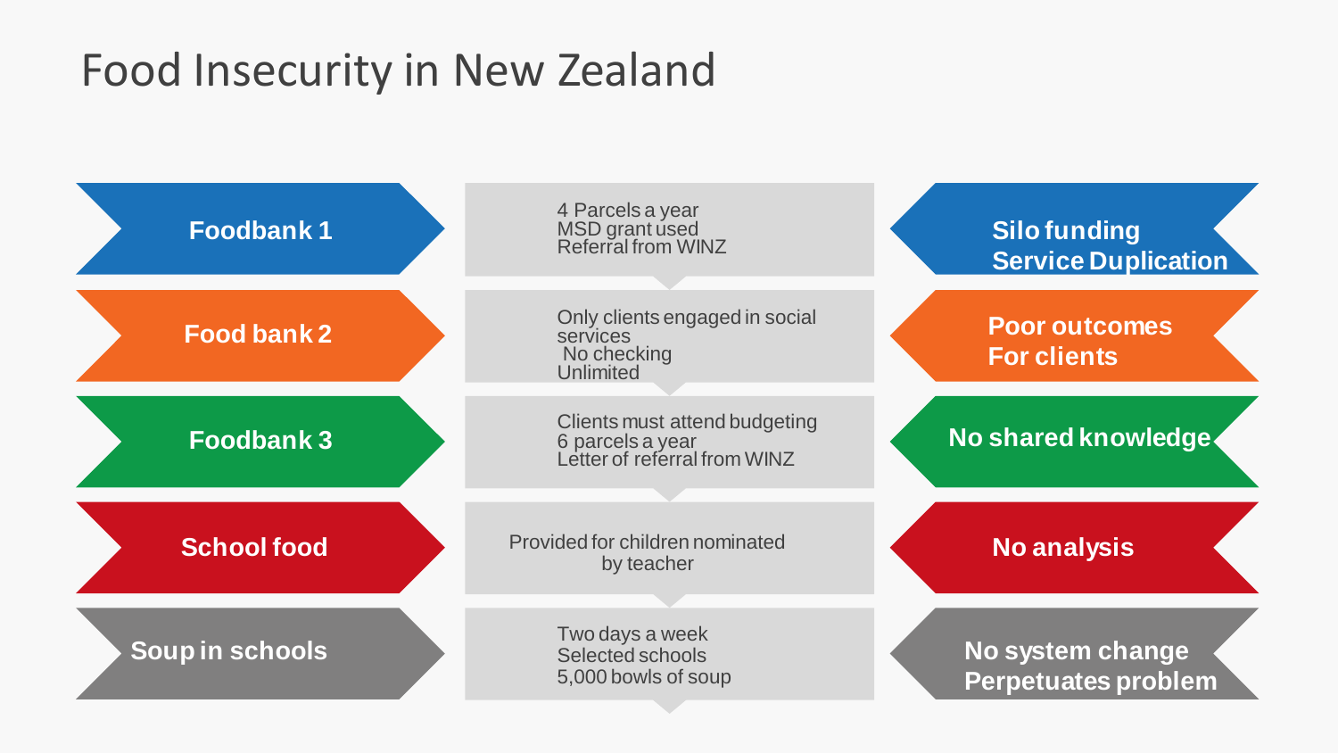# Food Insecurity in New Zealand

| Provider | Details | Issue |
|---|---|---|
| **Foodbank 1** | 4 Parcels a year<br>MSD grant used<br>Referral from WINZ | **Silo funding**<br>**Service Duplication** |
| **Food bank 2** | Only clients engaged in social services<br>No checking<br>Unlimited | **Poor outcomes**<br>**For clients** |
| **Foodbank 3** | Clients must attend budgeting<br>6 parcels a year<br>Letter of referral from WINZ | **No shared knowledge** |
| **School food** | Provided for children nominated by teacher | **No analysis** |
| **Soup in schools** | Two days a week<br>Selected schools<br>5,000 bowls of soup | **No system change**<br>**Perpetuates problem** |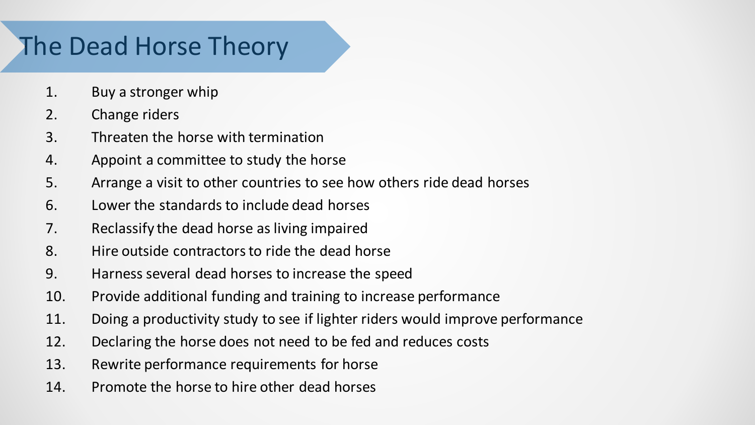# The Dead Horse Theory

1. Buy a stronger whip
2. Change riders
3. Threaten the horse with termination
4. Appoint a committee to study the horse
5. Arrange a visit to other countries to see how others ride dead horses
6. Lower the standards to include dead horses
7. Reclassify the dead horse as living impaired
8. Hire outside contractors to ride the dead horse
9. Harness several dead horses to increase the speed
10. Provide additional funding and training to increase performance
11. Doing a productivity study to see if lighter riders would improve performance
12. Declaring the horse does not need to be fed and reduces costs
13. Rewrite performance requirements for horse
14. Promote the horse to hire other dead horses